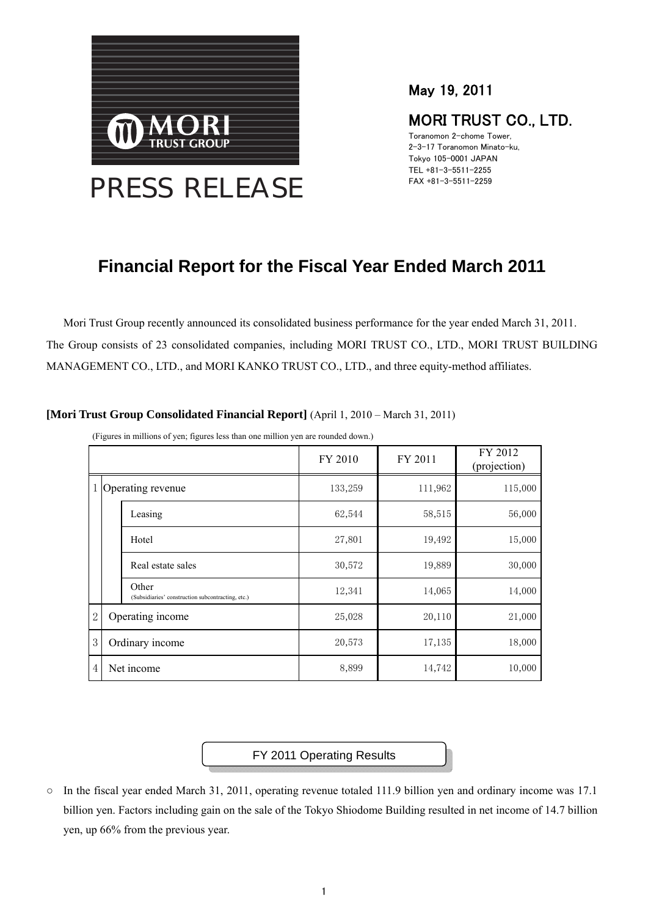MORI TRUST GROUP

PRESS RELEASE

May 19, 2011

MORI TRUST CO., LTD.

Toranomon 2-chome Tower,
2-3-17 Toranomon Minato-ku,
Tokyo 105-0001 JAPAN
TEL +81-3-5511-2255
FAX +81-3-5511-2259

# Financial Report for the Fiscal Year Ended March 2011

Mori Trust Group recently announced its consolidated business performance for the year ended March 31, 2011. The Group consists of 23 consolidated companies, including MORI TRUST CO., LTD., MORI TRUST BUILDING MANAGEMENT CO., LTD., and MORI KANKO TRUST CO., LTD., and three equity-method affiliates.

**[Mori Trust Group Consolidated Financial Report]** (April 1, 2010 – March 31, 2011)

(Figures in millions of yen; figures less than one million yen are rounded down.)

| | | | FY 2010 | FY 2011 | FY 2012 (projection) |
|---|---|---|---|---|---|
| 1 | Operating revenue | | 133,259 | 111,962 | 115,000 |
| | | Leasing | 62,544 | 58,515 | 56,000 |
| | | Hotel | 27,801 | 19,492 | 15,000 |
| | | Real estate sales | 30,572 | 19,889 | 30,000 |
| | | Other (Subsidiaries' construction subcontracting, etc.) | 12,341 | 14,065 | 14,000 |
| 2 | Operating income | | 25,028 | 20,110 | 21,000 |
| 3 | Ordinary income | | 20,573 | 17,135 | 18,000 |
| 4 | Net income | | 8,899 | 14,742 | 10,000 |

## FY 2011 Operating Results

○ In the fiscal year ended March 31, 2011, operating revenue totaled 111.9 billion yen and ordinary income was 17.1 billion yen. Factors including gain on the sale of the Tokyo Shiodome Building resulted in net income of 14.7 billion yen, up 66% from the previous year.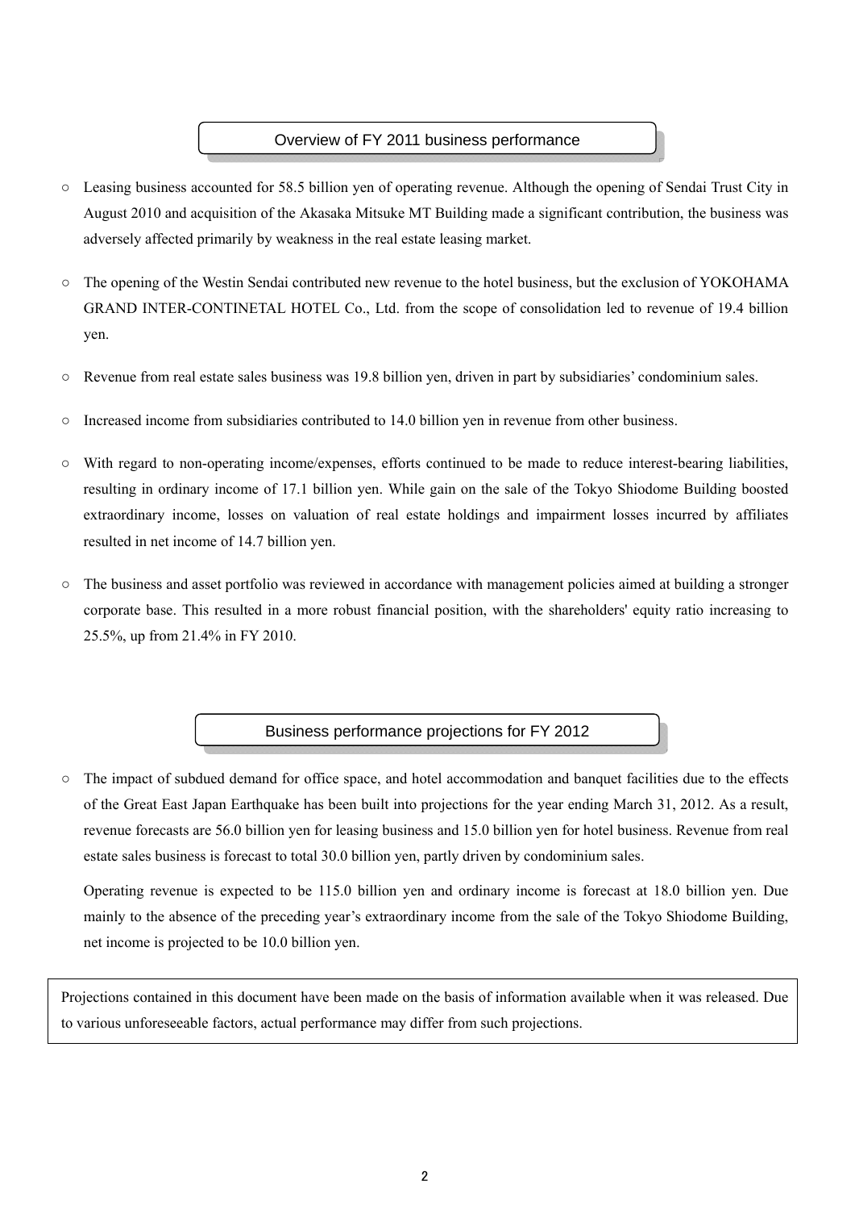## Overview of FY 2011 business performance

- Leasing business accounted for 58.5 billion yen of operating revenue. Although the opening of Sendai Trust City in August 2010 and acquisition of the Akasaka Mitsuke MT Building made a significant contribution, the business was adversely affected primarily by weakness in the real estate leasing market.
- The opening of the Westin Sendai contributed new revenue to the hotel business, but the exclusion of YOKOHAMA GRAND INTER-CONTINETAL HOTEL Co., Ltd. from the scope of consolidation led to revenue of 19.4 billion yen.
- Revenue from real estate sales business was 19.8 billion yen, driven in part by subsidiaries' condominium sales.
- Increased income from subsidiaries contributed to 14.0 billion yen in revenue from other business.
- With regard to non-operating income/expenses, efforts continued to be made to reduce interest-bearing liabilities, resulting in ordinary income of 17.1 billion yen. While gain on the sale of the Tokyo Shiodome Building boosted extraordinary income, losses on valuation of real estate holdings and impairment losses incurred by affiliates resulted in net income of 14.7 billion yen.
- The business and asset portfolio was reviewed in accordance with management policies aimed at building a stronger corporate base. This resulted in a more robust financial position, with the shareholders' equity ratio increasing to 25.5%, up from 21.4% in FY 2010.

## Business performance projections for FY 2012

- The impact of subdued demand for office space, and hotel accommodation and banquet facilities due to the effects of the Great East Japan Earthquake has been built into projections for the year ending March 31, 2012. As a result, revenue forecasts are 56.0 billion yen for leasing business and 15.0 billion yen for hotel business. Revenue from real estate sales business is forecast to total 30.0 billion yen, partly driven by condominium sales.

  Operating revenue is expected to be 115.0 billion yen and ordinary income is forecast at 18.0 billion yen. Due mainly to the absence of the preceding year's extraordinary income from the sale of the Tokyo Shiodome Building, net income is projected to be 10.0 billion yen.

Projections contained in this document have been made on the basis of information available when it was released. Due to various unforeseeable factors, actual performance may differ from such projections.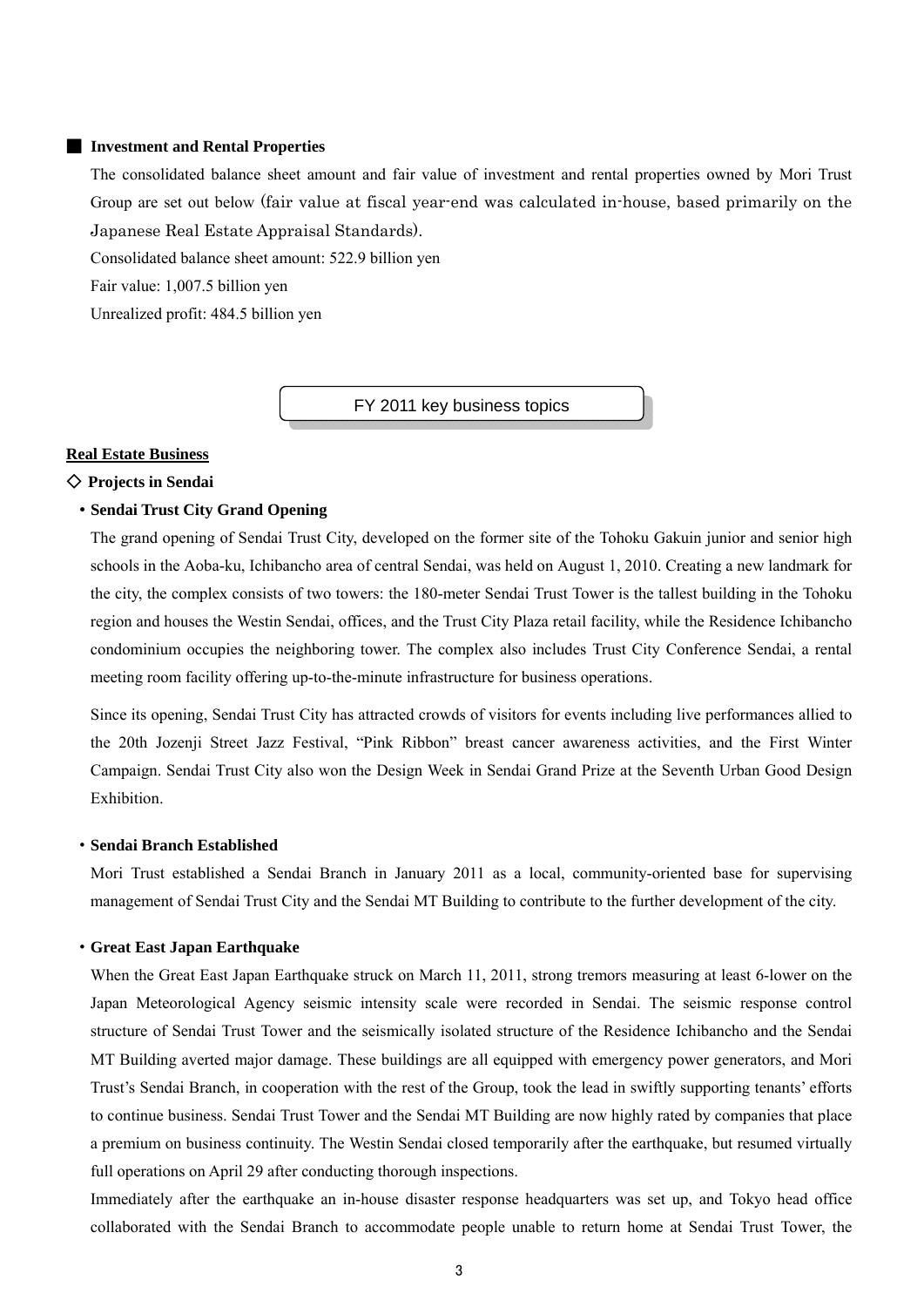## ■ Investment and Rental Properties

The consolidated balance sheet amount and fair value of investment and rental properties owned by Mori Trust Group are set out below (fair value at fiscal year-end was calculated in-house, based primarily on the Japanese Real Estate Appraisal Standards).

Consolidated balance sheet amount: 522.9 billion yen

Fair value: 1,007.5 billion yen

Unrealized profit: 484.5 billion yen

## FY 2011 key business topics

**Real Estate Business**

### ◇ Projects in Sendai

**・Sendai Trust City Grand Opening**

The grand opening of Sendai Trust City, developed on the former site of the Tohoku Gakuin junior and senior high schools in the Aoba-ku, Ichibancho area of central Sendai, was held on August 1, 2010. Creating a new landmark for the city, the complex consists of two towers: the 180-meter Sendai Trust Tower is the tallest building in the Tohoku region and houses the Westin Sendai, offices, and the Trust City Plaza retail facility, while the Residence Ichibancho condominium occupies the neighboring tower. The complex also includes Trust City Conference Sendai, a rental meeting room facility offering up-to-the-minute infrastructure for business operations.

Since its opening, Sendai Trust City has attracted crowds of visitors for events including live performances allied to the 20th Jozenji Street Jazz Festival, "Pink Ribbon" breast cancer awareness activities, and the First Winter Campaign. Sendai Trust City also won the Design Week in Sendai Grand Prize at the Seventh Urban Good Design Exhibition.

**・Sendai Branch Established**

Mori Trust established a Sendai Branch in January 2011 as a local, community-oriented base for supervising management of Sendai Trust City and the Sendai MT Building to contribute to the further development of the city.

**・Great East Japan Earthquake**

When the Great East Japan Earthquake struck on March 11, 2011, strong tremors measuring at least 6-lower on the Japan Meteorological Agency seismic intensity scale were recorded in Sendai. The seismic response control structure of Sendai Trust Tower and the seismically isolated structure of the Residence Ichibancho and the Sendai MT Building averted major damage. These buildings are all equipped with emergency power generators, and Mori Trust's Sendai Branch, in cooperation with the rest of the Group, took the lead in swiftly supporting tenants' efforts to continue business. Sendai Trust Tower and the Sendai MT Building are now highly rated by companies that place a premium on business continuity. The Westin Sendai closed temporarily after the earthquake, but resumed virtually full operations on April 29 after conducting thorough inspections.

Immediately after the earthquake an in-house disaster response headquarters was set up, and Tokyo head office collaborated with the Sendai Branch to accommodate people unable to return home at Sendai Trust Tower, the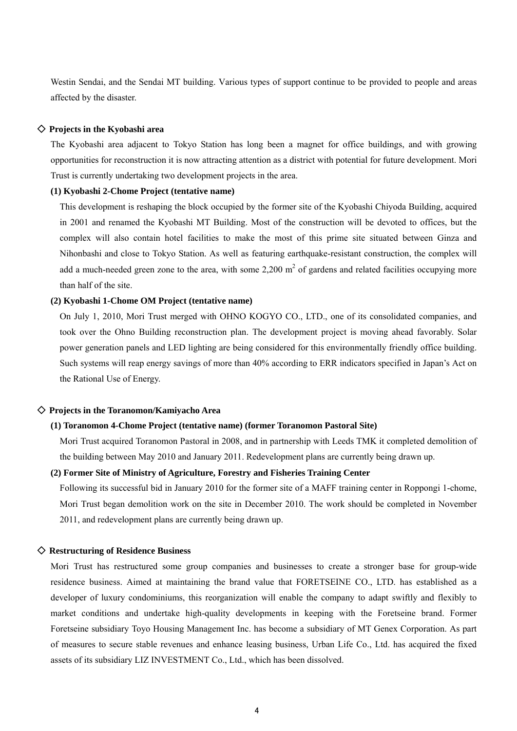Westin Sendai, and the Sendai MT building. Various types of support continue to be provided to people and areas affected by the disaster.

### ◇ Projects in the Kyobashi area

The Kyobashi area adjacent to Tokyo Station has long been a magnet for office buildings, and with growing opportunities for reconstruction it is now attracting attention as a district with potential for future development. Mori Trust is currently undertaking two development projects in the area.

**(1) Kyobashi 2-Chome Project (tentative name)**

This development is reshaping the block occupied by the former site of the Kyobashi Chiyoda Building, acquired in 2001 and renamed the Kyobashi MT Building. Most of the construction will be devoted to offices, but the complex will also contain hotel facilities to make the most of this prime site situated between Ginza and Nihonbashi and close to Tokyo Station. As well as featuring earthquake-resistant construction, the complex will add a much-needed green zone to the area, with some 2,200 $m^2$ of gardens and related facilities occupying more than half of the site.

**(2) Kyobashi 1-Chome OM Project (tentative name)**

On July 1, 2010, Mori Trust merged with OHNO KOGYO CO., LTD., one of its consolidated companies, and took over the Ohno Building reconstruction plan. The development project is moving ahead favorably. Solar power generation panels and LED lighting are being considered for this environmentally friendly office building. Such systems will reap energy savings of more than 40% according to ERR indicators specified in Japan's Act on the Rational Use of Energy.

### ◇ Projects in the Toranomon/Kamiyacho Area

**(1) Toranomon 4-Chome Project (tentative name) (former Toranomon Pastoral Site)**

Mori Trust acquired Toranomon Pastoral in 2008, and in partnership with Leeds TMK it completed demolition of the building between May 2010 and January 2011. Redevelopment plans are currently being drawn up.

**(2) Former Site of Ministry of Agriculture, Forestry and Fisheries Training Center**

Following its successful bid in January 2010 for the former site of a MAFF training center in Roppongi 1-chome, Mori Trust began demolition work on the site in December 2010. The work should be completed in November 2011, and redevelopment plans are currently being drawn up.

### ◇ Restructuring of Residence Business

Mori Trust has restructured some group companies and businesses to create a stronger base for group-wide residence business. Aimed at maintaining the brand value that FORETSEINE CO., LTD. has established as a developer of luxury condominiums, this reorganization will enable the company to adapt swiftly and flexibly to market conditions and undertake high-quality developments in keeping with the Foretseine brand. Former Foretseine subsidiary Toyo Housing Management Inc. has become a subsidiary of MT Genex Corporation. As part of measures to secure stable revenues and enhance leasing business, Urban Life Co., Ltd. has acquired the fixed assets of its subsidiary LIZ INVESTMENT Co., Ltd., which has been dissolved.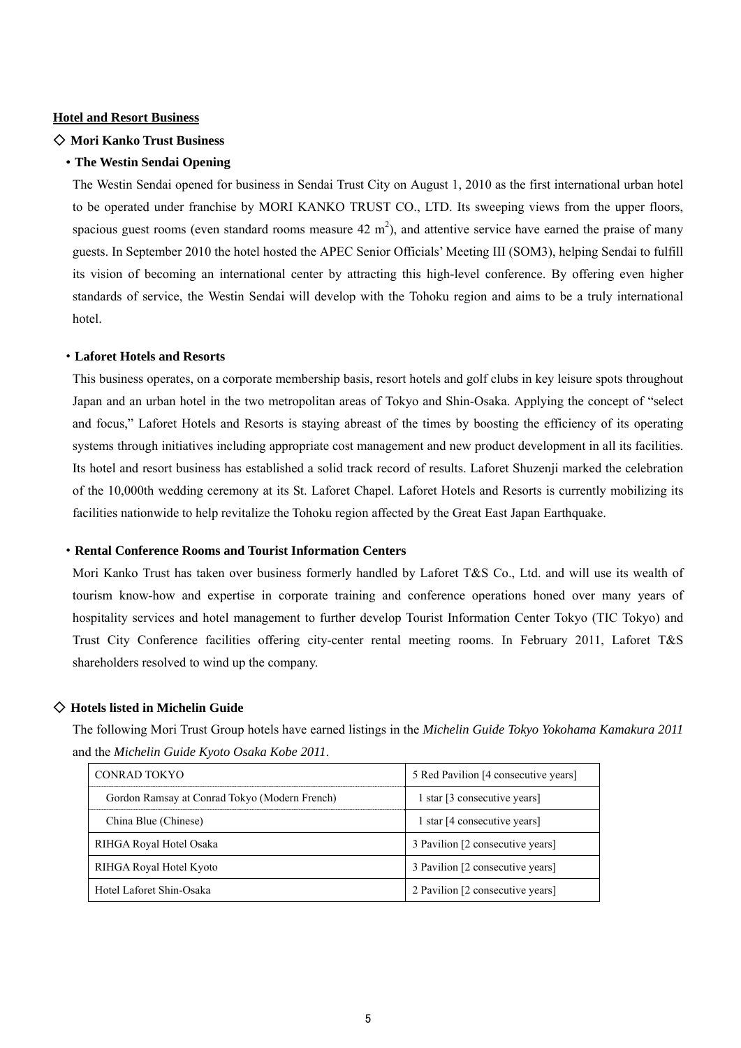## Hotel and Resort Business

### ◇ Mori Kanko Trust Business

**• The Westin Sendai Opening**

The Westin Sendai opened for business in Sendai Trust City on August 1, 2010 as the first international urban hotel to be operated under franchise by MORI KANKO TRUST CO., LTD. Its sweeping views from the upper floors, spacious guest rooms (even standard rooms measure 42 $m^2$), and attentive service have earned the praise of many guests. In September 2010 the hotel hosted the APEC Senior Officials' Meeting III (SOM3), helping Sendai to fulfill its vision of becoming an international center by attracting this high-level conference. By offering even higher standards of service, the Westin Sendai will develop with the Tohoku region and aims to be a truly international hotel.

**・Laforet Hotels and Resorts**

This business operates, on a corporate membership basis, resort hotels and golf clubs in key leisure spots throughout Japan and an urban hotel in the two metropolitan areas of Tokyo and Shin-Osaka. Applying the concept of "select and focus," Laforet Hotels and Resorts is staying abreast of the times by boosting the efficiency of its operating systems through initiatives including appropriate cost management and new product development in all its facilities. Its hotel and resort business has established a solid track record of results. Laforet Shuzenji marked the celebration of the 10,000th wedding ceremony at its St. Laforet Chapel. Laforet Hotels and Resorts is currently mobilizing its facilities nationwide to help revitalize the Tohoku region affected by the Great East Japan Earthquake.

**・Rental Conference Rooms and Tourist Information Centers**

Mori Kanko Trust has taken over business formerly handled by Laforet T&S Co., Ltd. and will use its wealth of tourism know-how and expertise in corporate training and conference operations honed over many years of hospitality services and hotel management to further develop Tourist Information Center Tokyo (TIC Tokyo) and Trust City Conference facilities offering city-center rental meeting rooms. In February 2011, Laforet T&S shareholders resolved to wind up the company.

### ◇ Hotels listed in Michelin Guide

The following Mori Trust Group hotels have earned listings in the *Michelin Guide Tokyo Yokohama Kamakura 2011* and the *Michelin Guide Kyoto Osaka Kobe 2011*.

| | |
|---|---|
| CONRAD TOKYO | 5 Red Pavilion [4 consecutive years] |
| Gordon Ramsay at Conrad Tokyo (Modern French) | 1 star [3 consecutive years] |
| China Blue (Chinese) | 1 star [4 consecutive years] |
| RIHGA Royal Hotel Osaka | 3 Pavilion [2 consecutive years] |
| RIHGA Royal Hotel Kyoto | 3 Pavilion [2 consecutive years] |
| Hotel Laforet Shin-Osaka | 2 Pavilion [2 consecutive years] |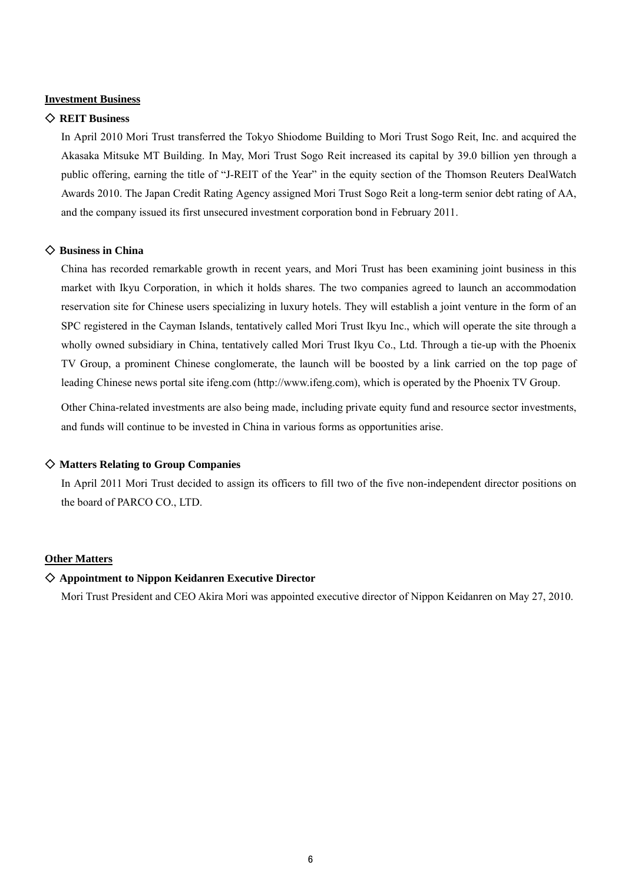**Investment Business**

### ◇ REIT Business

In April 2010 Mori Trust transferred the Tokyo Shiodome Building to Mori Trust Sogo Reit, Inc. and acquired the Akasaka Mitsuke MT Building. In May, Mori Trust Sogo Reit increased its capital by 39.0 billion yen through a public offering, earning the title of "J-REIT of the Year" in the equity section of the Thomson Reuters DealWatch Awards 2010. The Japan Credit Rating Agency assigned Mori Trust Sogo Reit a long-term senior debt rating of AA, and the company issued its first unsecured investment corporation bond in February 2011.

### ◇ Business in China

China has recorded remarkable growth in recent years, and Mori Trust has been examining joint business in this market with Ikyu Corporation, in which it holds shares. The two companies agreed to launch an accommodation reservation site for Chinese users specializing in luxury hotels. They will establish a joint venture in the form of an SPC registered in the Cayman Islands, tentatively called Mori Trust Ikyu Inc., which will operate the site through a wholly owned subsidiary in China, tentatively called Mori Trust Ikyu Co., Ltd. Through a tie-up with the Phoenix TV Group, a prominent Chinese conglomerate, the launch will be boosted by a link carried on the top page of leading Chinese news portal site ifeng.com (http://www.ifeng.com), which is operated by the Phoenix TV Group.

Other China-related investments are also being made, including private equity fund and resource sector investments, and funds will continue to be invested in China in various forms as opportunities arise.

### ◇ Matters Relating to Group Companies

In April 2011 Mori Trust decided to assign its officers to fill two of the five non-independent director positions on the board of PARCO CO., LTD.

**Other Matters**

### ◇ Appointment to Nippon Keidanren Executive Director

Mori Trust President and CEO Akira Mori was appointed executive director of Nippon Keidanren on May 27, 2010.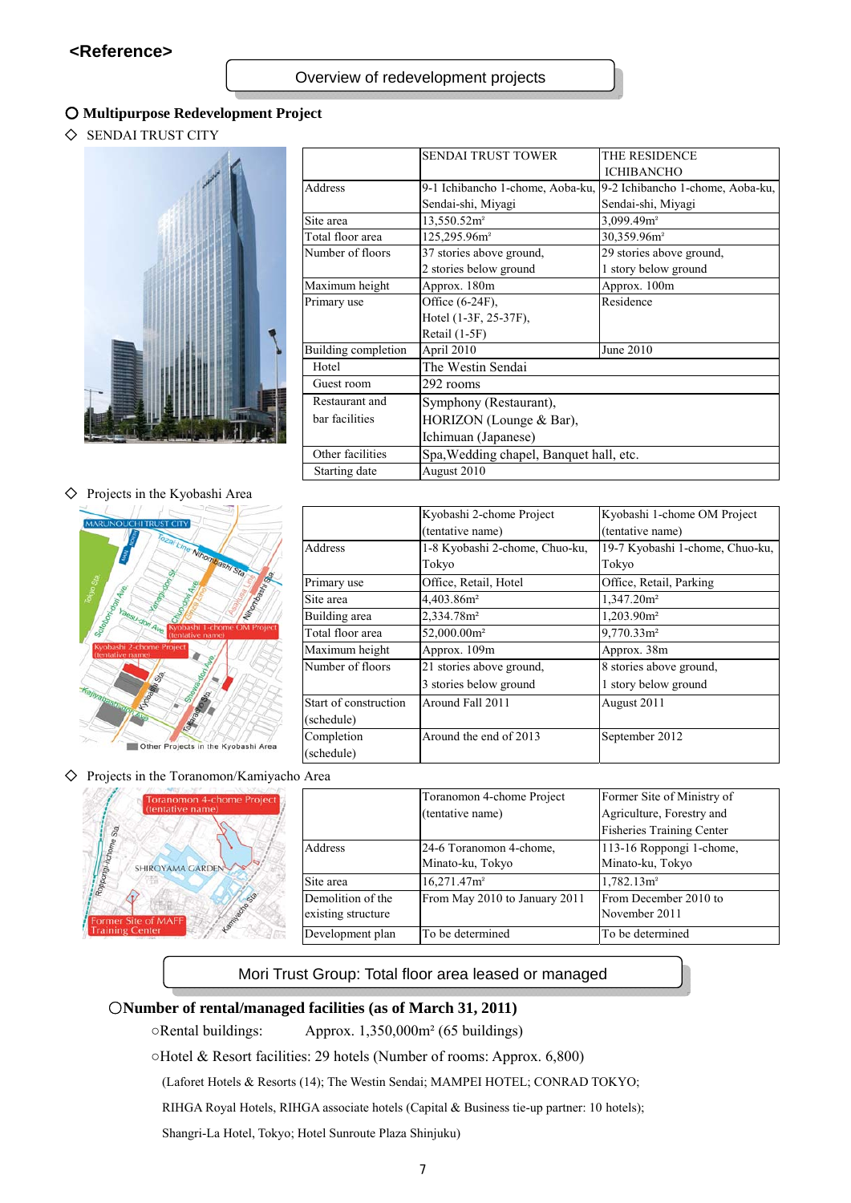**<Reference>**

## Overview of redevelopment projects

### ○ Multipurpose Redevelopment Project

◇ SENDAI TRUST CITY

| | SENDAI TRUST TOWER | THE RESIDENCE ICHIBANCHO |
|---|---|---|
| Address | 9-1 Ichibancho 1-chome, Aoba-ku, Sendai-shi, Miyagi | 9-2 Ichibancho 1-chome, Aoba-ku, Sendai-shi, Miyagi |
| Site area | 13,550.52m² | 3,099.49m² |
| Total floor area | 125,295.96m² | 30,359.96m² |
| Number of floors | 37 stories above ground, 2 stories below ground | 29 stories above ground, 1 story below ground |
| Maximum height | Approx. 180m | Approx. 100m |
| Primary use | Office (6-24F), Hotel (1-3F, 25-37F), Retail (1-5F) | Residence |
| Building completion | April 2010 | June 2010 |
| Hotel | The Westin Sendai | |
| Guest room | 292 rooms | |
| Restaurant and bar facilities | Symphony (Restaurant), HORIZON (Lounge & Bar), Ichimuan (Japanese) | |
| Other facilities | Spa, Wedding chapel, Banquet hall, etc. | |
| Starting date | August 2010 | |

◇ Projects in the Kyobashi Area

| | Kyobashi 2-chome Project (tentative name) | Kyobashi 1-chome OM Project (tentative name) |
|---|---|---|
| Address | 1-8 Kyobashi 2-chome, Chuo-ku, Tokyo | 19-7 Kyobashi 1-chome, Chuo-ku, Tokyo |
| Primary use | Office, Retail, Hotel | Office, Retail, Parking |
| Site area | 4,403.86m² | 1,347.20m² |
| Building area | 2,334.78m² | 1,203.90m² |
| Total floor area | 52,000.00m² | 9,770.33m² |
| Maximum height | Approx. 109m | Approx. 38m |
| Number of floors | 21 stories above ground, 3 stories below ground | 8 stories above ground, 1 story below ground |
| Start of construction (schedule) | Around Fall 2011 | August 2011 |
| Completion (schedule) | Around the end of 2013 | September 2012 |

◇ Projects in the Toranomon/Kamiyacho Area

| | Toranomon 4-chome Project (tentative name) | Former Site of Ministry of Agriculture, Forestry and Fisheries Training Center |
|---|---|---|
| Address | 24-6 Toranomon 4-chome, Minato-ku, Tokyo | 113-16 Roppongi 1-chome, Minato-ku, Tokyo |
| Site area | 16,271.47m² | 1,782.13m² |
| Demolition of the existing structure | From May 2010 to January 2011 | From December 2010 to November 2011 |
| Development plan | To be determined | To be determined |

## Mori Trust Group: Total floor area leased or managed

### ○Number of rental/managed facilities (as of March 31, 2011)

○Rental buildings: Approx. 1,350,000m² (65 buildings)

○Hotel & Resort facilities: 29 hotels (Number of rooms: Approx. 6,800)

(Laforet Hotels & Resorts (14); The Westin Sendai; MAMPEI HOTEL; CONRAD TOKYO; RIHGA Royal Hotels, RIHGA associate hotels (Capital & Business tie-up partner: 10 hotels); Shangri-La Hotel, Tokyo; Hotel Sunroute Plaza Shinjuku)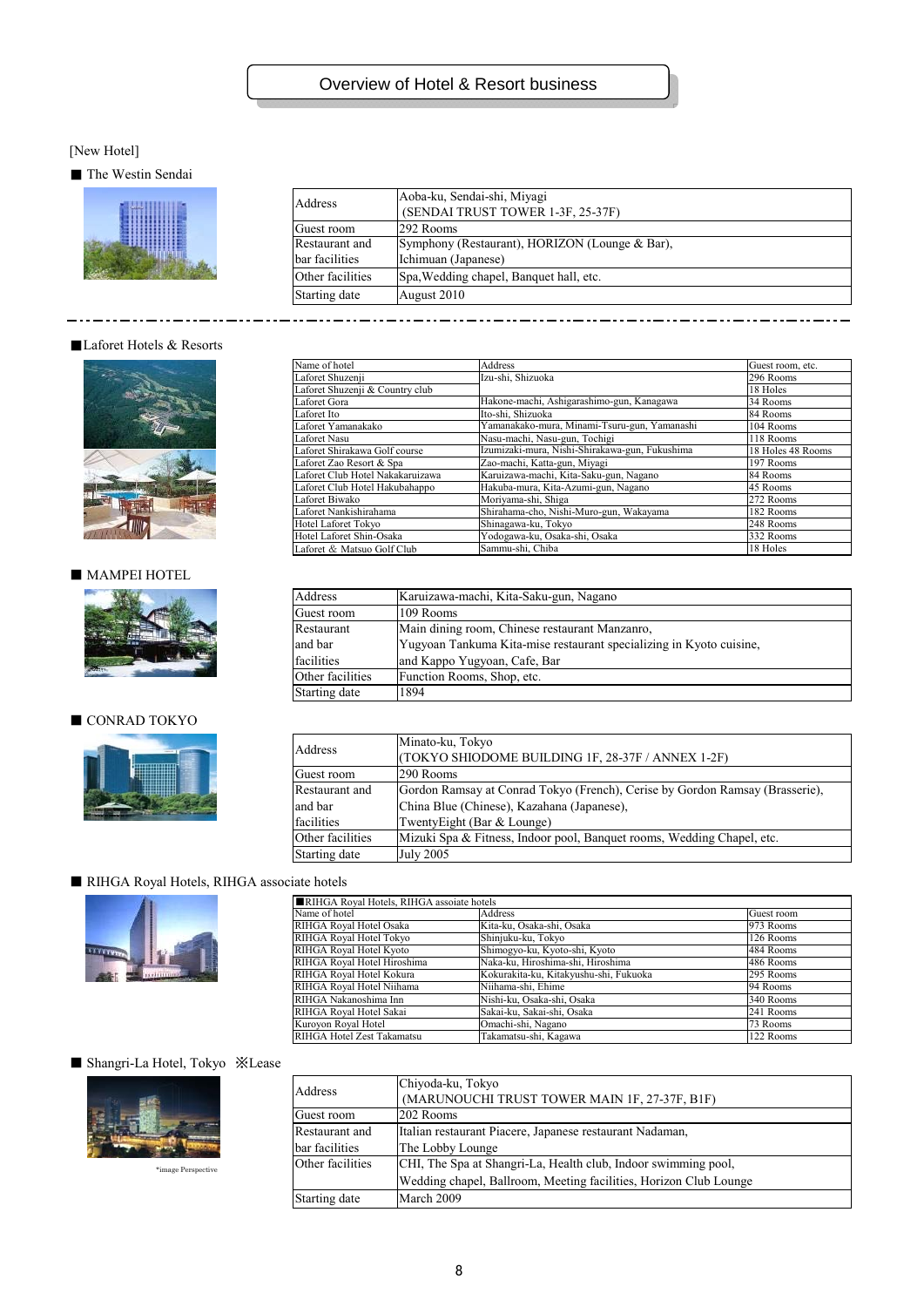# Overview of Hotel & Resort business

[New Hotel]

■ The Westin Sendai

| | |
|---|---|
| Address | Aoba-ku, Sendai-shi, Miyagi (SENDAI TRUST TOWER 1-3F, 25-37F) |
| Guest room | 292 Rooms |
| Restaurant and bar facilities | Symphony (Restaurant), HORIZON (Lounge & Bar), Ichimuan (Japanese) |
| Other facilities | Spa, Wedding chapel, Banquet hall, etc. |
| Starting date | August 2010 |

■Laforet Hotels & Resorts

| Name of hotel | Address | Guest room, etc. |
|---|---|---|
| Laforet Shuzenji | Izu-shi, Shizuoka | 296 Rooms |
| Laforet Shuzenji & Country club | | 18 Holes |
| Laforet Gora | Hakone-machi, Ashigarashimo-gun, Kanagawa | 34 Rooms |
| Laforet Ito | Ito-shi, Shizuoka | 84 Rooms |
| Laforet Yamanakako | Yamanakako-mura, Minami-Tsuru-gun, Yamanashi | 104 Rooms |
| Laforet Nasu | Nasu-machi, Nasu-gun, Tochigi | 118 Rooms |
| Laforet Shirakawa Golf course | Izumizaki-mura, Nishi-Shirakawa-gun, Fukushima | 18 Holes 48 Rooms |
| Laforet Zao Resort & Spa | Zao-machi, Katta-gun, Miyagi | 197 Rooms |
| Laforet Club Hotel Nakakaruizawa | Karuizawa-machi, Kita-Saku-gun, Nagano | 84 Rooms |
| Laforet Club Hotel Hakubahappo | Hakuba-mura, Kita-Azumi-gun, Nagano | 45 Rooms |
| Laforet Biwako | Moriyama-shi, Shiga | 272 Rooms |
| Laforet Nankishirahama | Shirahama-cho, Nishi-Muro-gun, Wakayama | 182 Rooms |
| Hotel Laforet Tokyo | Shinagawa-ku, Tokyo | 248 Rooms |
| Hotel Laforet Shin-Osaka | Yodogawa-ku, Osaka-shi, Osaka | 332 Rooms |
| Laforet & Matsuo Golf Club | Sammu-shi, Chiba | 18 Holes |

■ MAMPEI HOTEL

| | |
|---|---|
| Address | Karuizawa-machi, Kita-Saku-gun, Nagano |
| Guest room | 109 Rooms |
| Restaurant and bar facilities | Main dining room, Chinese restaurant Manzanro, Yugyoan Tankuma Kita-mise restaurant specializing in Kyoto cuisine, and Kappo Yugyoan, Cafe, Bar |
| Other facilities | Function Rooms, Shop, etc. |
| Starting date | 1894 |

■ CONRAD TOKYO

| | |
|---|---|
| Address | Minato-ku, Tokyo (TOKYO SHIODOME BUILDING 1F, 28-37F / ANNEX 1-2F) |
| Guest room | 290 Rooms |
| Restaurant and and bar facilities | Gordon Ramsay at Conrad Tokyo (French), Cerise by Gordon Ramsay (Brasserie), China Blue (Chinese), Kazahana (Japanese), TwentyEight (Bar & Lounge) |
| Other facilities | Mizuki Spa & Fitness, Indoor pool, Banquet rooms, Wedding Chapel, etc. |
| Starting date | July 2005 |

■ RIHGA Royal Hotels, RIHGA associate hotels

| ■RIHGA Royal Hotels, RIHGA assoiate hotels | | |
|---|---|---|
| Name of hotel | Address | Guest room |
| RIHGA Royal Hotel Osaka | Kita-ku, Osaka-shi, Osaka | 973 Rooms |
| RIHGA Royal Hotel Tokyo | Shinjuku-ku, Tokyo | 126 Rooms |
| RIHGA Royal Hotel Kyoto | Shimogyo-ku, Kyoto-shi, Kyoto | 484 Rooms |
| RIHGA Royal Hotel Hiroshima | Naka-ku, Hiroshima-shi, Hiroshima | 486 Rooms |
| RIHGA Royal Hotel Kokura | Kokurakita-ku, Kitakyushu-shi, Fukuoka | 295 Rooms |
| RIHGA Royal Hotel Niihama | Niihama-shi, Ehime | 94 Rooms |
| RIHGA Nakanoshima Inn | Nishi-ku, Osaka-shi, Osaka | 340 Rooms |
| RIHGA Royal Hotel Sakai | Sakai-ku, Sakai-shi, Osaka | 241 Rooms |
| Kuroyon Royal Hotel | Omachi-shi, Nagano | 73 Rooms |
| RIHGA Hotel Zest Takamatsu | Takamatsu-shi, Kagawa | 122 Rooms |

■ Shangri-La Hotel, Tokyo ※Lease

*image Perspective

| | |
|---|---|
| Address | Chiyoda-ku, Tokyo (MARUNOUCHI TRUST TOWER MAIN 1F, 27-37F, B1F) |
| Guest room | 202 Rooms |
| Restaurant and bar facilities | Italian restaurant Piacere, Japanese restaurant Nadaman, The Lobby Lounge |
| Other facilities | CHI, The Spa at Shangri-La, Health club, Indoor swimming pool, Wedding chapel, Ballroom, Meeting facilities, Horizon Club Lounge |
| Starting date | March 2009 |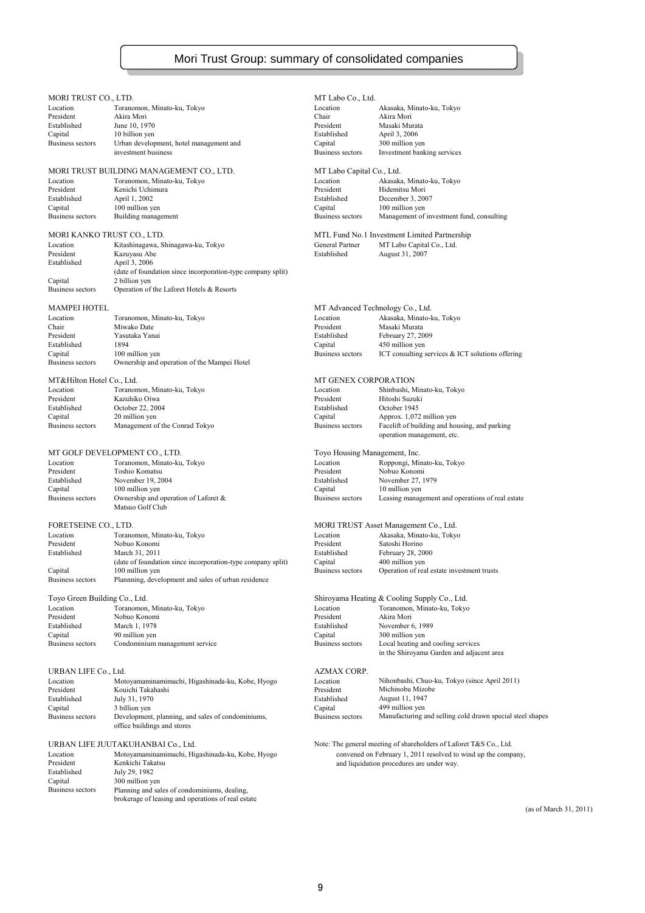# Mori Trust Group: summary of consolidated companies

**MORI TRUST CO., LTD.**

| | |
|---|---|
| Location | Toranomon, Minato-ku, Tokyo |
| President | Akira Mori |
| Established | June 10, 1970 |
| Capital | 10 billion yen |
| Business sectors | Urban development, hotel management and investment business |

**MORI TRUST BUILDING MANAGEMENT CO., LTD.**

| | |
|---|---|
| Location | Toranomon, Minato-ku, Tokyo |
| President | Kenichi Uchimura |
| Established | April 1, 2002 |
| Capital | 100 million yen |
| Business sectors | Building management |

**MORI KANKO TRUST CO., LTD.**

| | |
|---|---|
| Location | Kitashinagawa, Shinagawa-ku, Tokyo |
| President | Kazuyasu Abe |
| Established | April 3, 2006 (date of foundation since incorporation-type company split) |
| Capital | 2 billion yen |
| Business sectors | Operation of the Laforet Hotels & Resorts |

**MAMPEI HOTEL**

| | |
|---|---|
| Location | Toranomon, Minato-ku, Tokyo |
| Chair | Miwako Date |
| President | Yasutaka Yanai |
| Established | 1894 |
| Capital | 100 million yen |
| Business sectors | Ownership and operation of the Mampei Hotel |

**MT&Hilton Hotel Co., Ltd.**

| | |
|---|---|
| Location | Toranomon, Minato-ku, Tokyo |
| President | Kazuhiko Oiwa |
| Established | October 22, 2004 |
| Capital | 20 million yen |
| Business sectors | Management of the Conrad Tokyo |

**MT GOLF DEVELOPMENT CO., LTD.**

| | |
|---|---|
| Location | Toranomon, Minato-ku, Tokyo |
| President | Toshio Komatsu |
| Established | November 19, 2004 |
| Capital | 100 million yen |
| Business sectors | Ownership and operation of Laforet & Matsuo Golf Club |

**FORETSEINE CO., LTD.**

| | |
|---|---|
| Location | Toranomon, Minato-ku, Tokyo |
| President | Nobuo Konomi |
| Established | March 31, 2011 (date of foundation since incorporation-type company split) |
| Capital | 100 million yen |
| Business sectors | Plannning, development and sales of urban residence |

**Toyo Green Building Co., Ltd.**

| | |
|---|---|
| Location | Toranomon, Minato-ku, Tokyo |
| President | Nobuo Konomi |
| Established | March 1, 1978 |
| Capital | 90 million yen |
| Business sectors | Condominium management service |

**URBAN LIFE Co., Ltd.**

| | |
|---|---|
| Location | Motoyamaminamimachi, Higashinada-ku, Kobe, Hyogo |
| President | Kouichi Takahashi |
| Established | July 31, 1970 |
| Capital | 3 billion yen |
| Business sectors | Development, planning, and sales of condominiums, office buildings and stores |

**URBAN LIFE JUUTAKUHANBAI Co., Ltd.**

| | |
|---|---|
| Location | Motoyamaminamimachi, Higashinada-ku, Kobe, Hyogo |
| President | Kenkichi Takatsu |
| Established | July 29, 1982 |
| Capital | 300 million yen |
| Business sectors | Planning and sales of condominiums, dealing, brokerage of leasing and operations of real estate |

**MT Labo Co., Ltd.**

| | |
|---|---|
| Location | Akasaka, Minato-ku, Tokyo |
| Chair | Akira Mori |
| President | Masaki Murata |
| Established | April 3, 2006 |
| Capital | 300 million yen |
| Business sectors | Investment banking services |

**MT Labo Capital Co., Ltd.**

| | |
|---|---|
| Location | Akasaka, Minato-ku, Tokyo |
| President | Hidemitsu Mori |
| Established | December 3, 2007 |
| Capital | 100 million yen |
| Business sectors | Management of investment fund, consulting |

**MTL Fund No.1 Investment Limited Partnership**

| | |
|---|---|
| General Partner | MT Labo Capital Co., Ltd. |
| Established | August 31, 2007 |

**MT Advanced Technology Co., Ltd.**

| | |
|---|---|
| Location | Akasaka, Minato-ku, Tokyo |
| President | Masaki Murata |
| Established | February 27, 2009 |
| Capital | 450 million yen |
| Business sectors | ICT consulting services & ICT solutions offering |

**MT GENEX CORPORATION**

| | |
|---|---|
| Location | Shinbashi, Minato-ku, Tokyo |
| President | Hitoshi Suzuki |
| Established | October 1945 |
| Capital | Approx. 1,072 million yen |
| Business sectors | Facelift of building and housing, and parking operation management, etc. |

**Toyo Housing Management, Inc.**

| | |
|---|---|
| Location | Roppongi, Minato-ku, Tokyo |
| President | Nobuo Konomi |
| Established | November 27, 1979 |
| Capital | 10 million yen |
| Business sectors | Leasing management and operations of real estate |

**MORI TRUST Asset Management Co., Ltd.**

| | |
|---|---|
| Location | Akasaka, Minato-ku, Tokyo |
| President | Satoshi Horino |
| Established | February 28, 2000 |
| Capital | 400 million yen |
| Business sectors | Operation of real estate investment trusts |

**Shiroyama Heating & Cooling Supply Co., Ltd.**

| | |
|---|---|
| Location | Toranomon, Minato-ku, Tokyo |
| President | Akira Mori |
| Established | November 6, 1989 |
| Capital | 300 million yen |
| Business sectors | Local heating and cooling services in the Shiroyama Garden and adjacent area |

**AZMAX CORP.**

| | |
|---|---|
| Location | Nihonbashi, Chuo-ku, Tokyo (since April 2011) |
| President | Michinobu Mizobe |
| Established | August 11, 1947 |
| Capital | 499 million yen |
| Business sectors | Manufacturing and selling cold drawn special steel shapes |

Note: The general meeting of shareholders of Laforet T&S Co., Ltd. convened on February 1, 2011 resolved to wind up the company, and liquidation procedures are under way.

(as of March 31, 2011)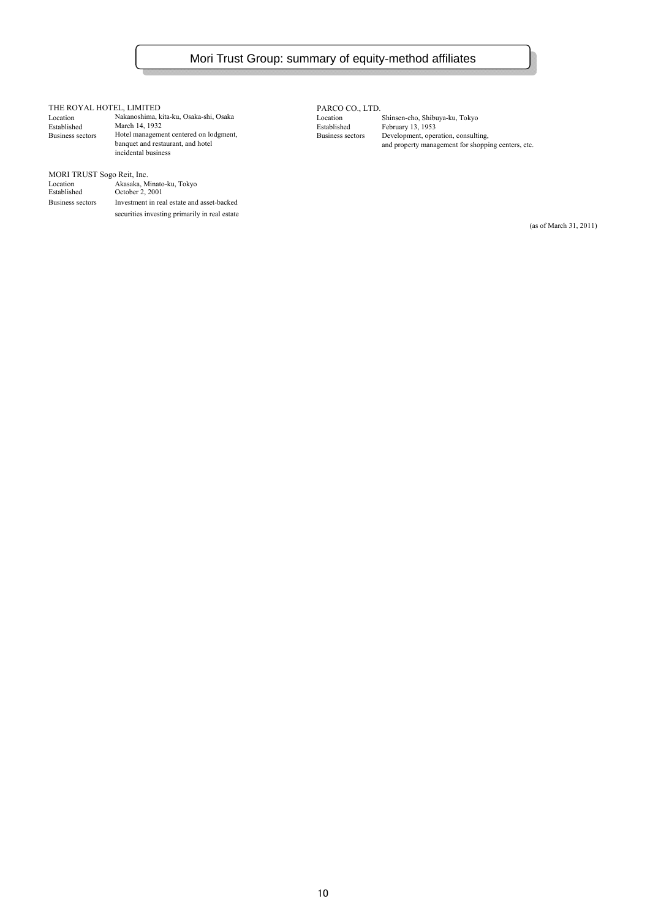# Mori Trust Group: summary of equity-method affiliates

**THE ROYAL HOTEL, LIMITED**

| | |
|---|---|
| Location | Nakanoshima, kita-ku, Osaka-shi, Osaka |
| Established | March 14, 1932 |
| Business sectors | Hotel management centered on lodgment, banquet and restaurant, and hotel incidental business |

**MORI TRUST Sogo Reit, Inc.**

| | |
|---|---|
| Location | Akasaka, Minato-ku, Tokyo |
| Established | October 2, 2001 |
| Business sectors | Investment in real estate and asset-backed securities investing primarily in real estate |

**PARCO CO., LTD.**

| | |
|---|---|
| Location | Shinsen-cho, Shibuya-ku, Tokyo |
| Established | February 13, 1953 |
| Business sectors | Development, operation, consulting, and property management for shopping centers, etc. |

(as of March 31, 2011)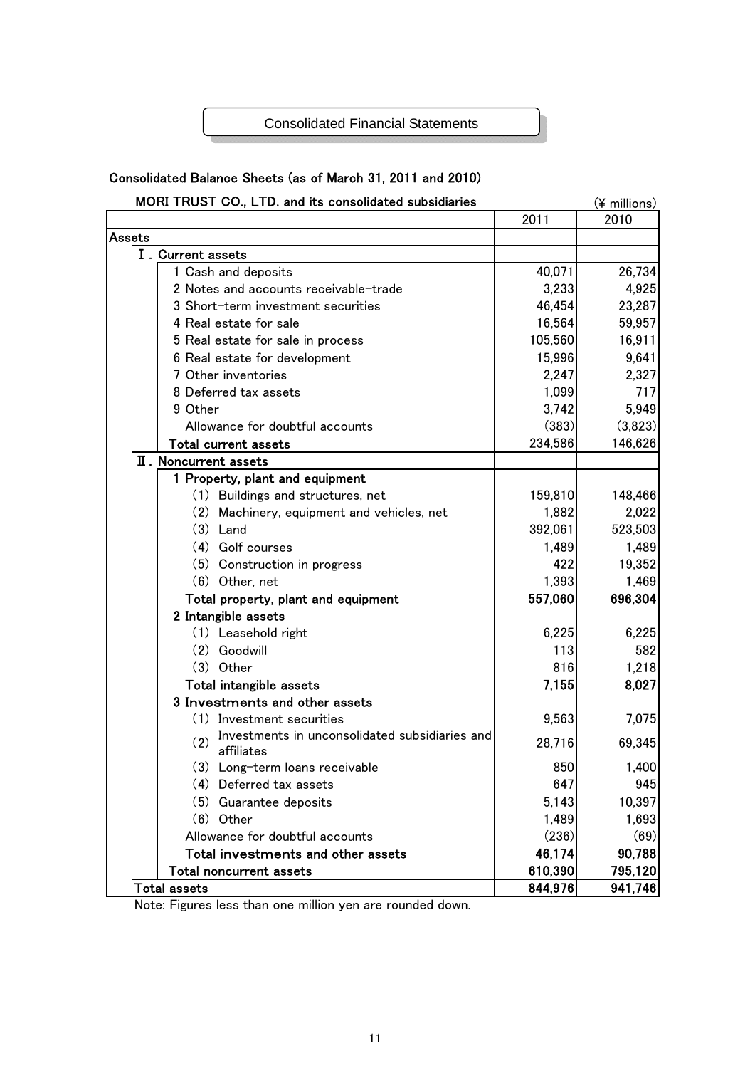# Consolidated Financial Statements

## Consolidated Balance Sheets (as of March 31, 2011 and 2010)

MORI TRUST CO., LTD. and its consolidated subsidiaries (¥ millions)

| | 2011 | 2010 |
|---|---|---|
| **Assets** | | |
| Ⅰ. Current assets | | |
| 1 Cash and deposits | 40,071 | 26,734 |
| 2 Notes and accounts receivable-trade | 3,233 | 4,925 |
| 3 Short-term investment securities | 46,454 | 23,287 |
| 4 Real estate for sale | 16,564 | 59,957 |
| 5 Real estate for sale in process | 105,560 | 16,911 |
| 6 Real estate for development | 15,996 | 9,641 |
| 7 Other inventories | 2,247 | 2,327 |
| 8 Deferred tax assets | 1,099 | 717 |
| 9 Other | 3,742 | 5,949 |
| Allowance for doubtful accounts | (383) | (3,823) |
| Total current assets | 234,586 | 146,626 |
| Ⅱ. Noncurrent assets | | |
| 1 Property, plant and equipment | | |
| (1) Buildings and structures, net | 159,810 | 148,466 |
| (2) Machinery, equipment and vehicles, net | 1,882 | 2,022 |
| (3) Land | 392,061 | 523,503 |
| (4) Golf courses | 1,489 | 1,489 |
| (5) Construction in progress | 422 | 19,352 |
| (6) Other, net | 1,393 | 1,469 |
| Total property, plant and equipment | **557,060** | **696,304** |
| 2 Intangible assets | | |
| (1) Leasehold right | 6,225 | 6,225 |
| (2) Goodwill | 113 | 582 |
| (3) Other | 816 | 1,218 |
| Total intangible assets | **7,155** | **8,027** |
| 3 Investments and other assets | | |
| (1) Investment securities | 9,563 | 7,075 |
| (2) Investments in unconsolidated subsidiaries and affiliates | 28,716 | 69,345 |
| (3) Long-term loans receivable | 850 | 1,400 |
| (4) Deferred tax assets | 647 | 945 |
| (5) Guarantee deposits | 5,143 | 10,397 |
| (6) Other | 1,489 | 1,693 |
| Allowance for doubtful accounts | (236) | (69) |
| Total investments and other assets | **46,174** | **90,788** |
| Total noncurrent assets | **610,390** | **795,120** |
| Total assets | **844,976** | **941,746** |

Note: Figures less than one million yen are rounded down.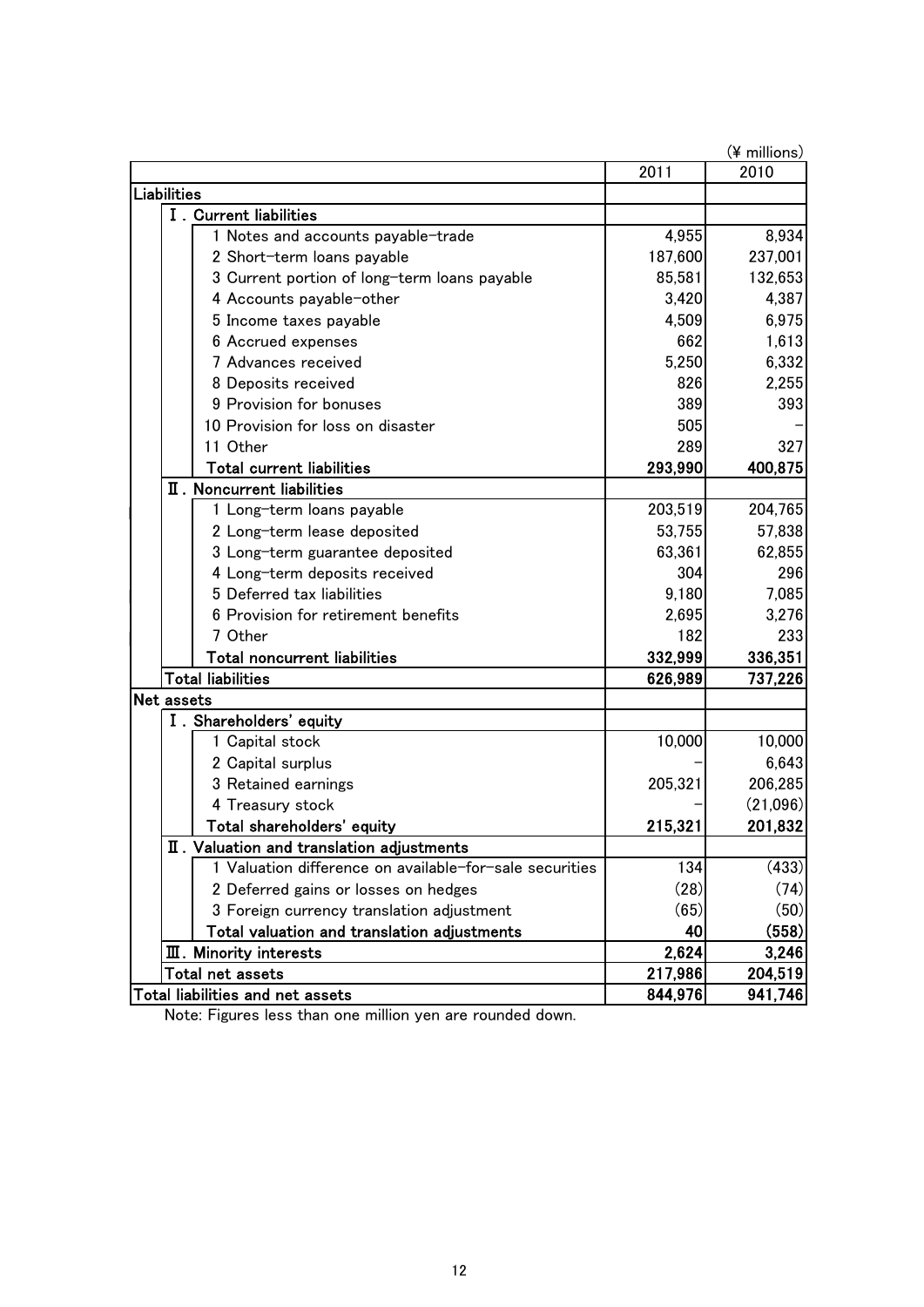(¥ millions)

| | 2011 | 2010 |
|---|---|---|
| **Liabilities** | | |
| **Ⅰ. Current liabilities** | | |
| 1 Notes and accounts payable–trade | 4,955 | 8,934 |
| 2 Short–term loans payable | 187,600 | 237,001 |
| 3 Current portion of long–term loans payable | 85,581 | 132,653 |
| 4 Accounts payable–other | 3,420 | 4,387 |
| 5 Income taxes payable | 4,509 | 6,975 |
| 6 Accrued expenses | 662 | 1,613 |
| 7 Advances received | 5,250 | 6,332 |
| 8 Deposits received | 826 | 2,255 |
| 9 Provision for bonuses | 389 | 393 |
| 10 Provision for loss on disaster | 505 | – |
| 11 Other | 289 | 327 |
| **Total current liabilities** | **293,990** | **400,875** |
| **Ⅱ. Noncurrent liabilities** | | |
| 1 Long–term loans payable | 203,519 | 204,765 |
| 2 Long–term lease deposited | 53,755 | 57,838 |
| 3 Long–term guarantee deposited | 63,361 | 62,855 |
| 4 Long–term deposits received | 304 | 296 |
| 5 Deferred tax liabilities | 9,180 | 7,085 |
| 6 Provision for retirement benefits | 2,695 | 3,276 |
| 7 Other | 182 | 233 |
| **Total noncurrent liabilities** | **332,999** | **336,351** |
| **Total liabilities** | **626,989** | **737,226** |
| **Net assets** | | |
| **Ⅰ. Shareholders' equity** | | |
| 1 Capital stock | 10,000 | 10,000 |
| 2 Capital surplus | – | 6,643 |
| 3 Retained earnings | 205,321 | 206,285 |
| 4 Treasury stock | – | (21,096) |
| **Total shareholders' equity** | **215,321** | **201,832** |
| **Ⅱ. Valuation and translation adjustments** | | |
| 1 Valuation difference on available–for–sale securities | 134 | (433) |
| 2 Deferred gains or losses on hedges | (28) | (74) |
| 3 Foreign currency translation adjustment | (65) | (50) |
| **Total valuation and translation adjustments** | **40** | **(558)** |
| **Ⅲ. Minority interests** | **2,624** | **3,246** |
| Total net assets | 217,986 | 204,519 |
| Total liabilities and net assets | 844,976 | 941,746 |

Note: Figures less than one million yen are rounded down.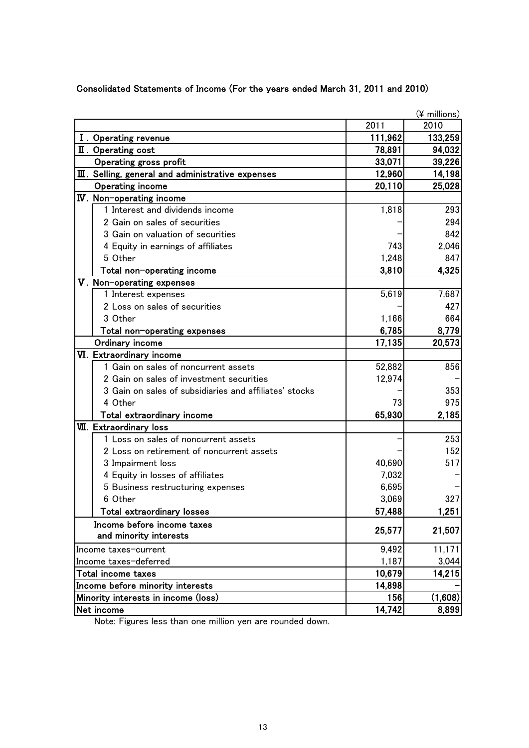Consolidated Statements of Income (For the years ended March 31, 2011 and 2010)

(¥ millions)

| | 2011 | 2010 |
|---|---|---|
| **Ⅰ. Operating revenue** | **111,962** | **133,259** |
| **Ⅱ. Operating cost** | **78,891** | **94,032** |
| **Operating gross profit** | **33,071** | **39,226** |
| **Ⅲ. Selling, general and administrative expenses** | **12,960** | **14,198** |
| **Operating income** | **20,110** | **25,028** |
| **Ⅳ. Non-operating income** | | |
| 1 Interest and dividends income | 1,818 | 293 |
| 2 Gain on sales of securities | － | 294 |
| 3 Gain on valuation of securities | － | 842 |
| 4 Equity in earnings of affiliates | 743 | 2,046 |
| 5 Other | 1,248 | 847 |
| **Total non-operating income** | **3,810** | **4,325** |
| **Ⅴ. Non-operating expenses** | | |
| 1 Interest expenses | 5,619 | 7,687 |
| 2 Loss on sales of securities | － | 427 |
| 3 Other | 1,166 | 664 |
| **Total non-operating expenses** | **6,785** | **8,779** |
| **Ordinary income** | **17,135** | **20,573** |
| **Ⅵ. Extraordinary income** | | |
| 1 Gain on sales of noncurrent assets | 52,882 | 856 |
| 2 Gain on sales of investment securities | 12,974 | － |
| 3 Gain on sales of subsidiaries and affiliates' stocks | － | 353 |
| 4 Other | 73 | 975 |
| **Total extraordinary income** | **65,930** | **2,185** |
| **Ⅶ. Extraordinary loss** | | |
| 1 Loss on sales of noncurrent assets | － | 253 |
| 2 Loss on retirement of noncurrent assets | － | 152 |
| 3 Impairment loss | 40,690 | 517 |
| 4 Equity in losses of affiliates | 7,032 | － |
| 5 Business restructuring expenses | 6,695 | － |
| 6 Other | 3,069 | 327 |
| **Total extraordinary losses** | **57,488** | **1,251** |
| **Income before income taxes and minority interests** | **25,577** | **21,507** |
| Income taxes-current | 9,492 | 11,171 |
| Income taxes-deferred | 1,187 | 3,044 |
| **Total income taxes** | **10,679** | **14,215** |
| **Income before minority interests** | **14,898** | **－** |
| **Minority interests in income (loss)** | **156** | **(1,608)** |
| **Net income** | **14,742** | **8,899** |

Note: Figures less than one million yen are rounded down.